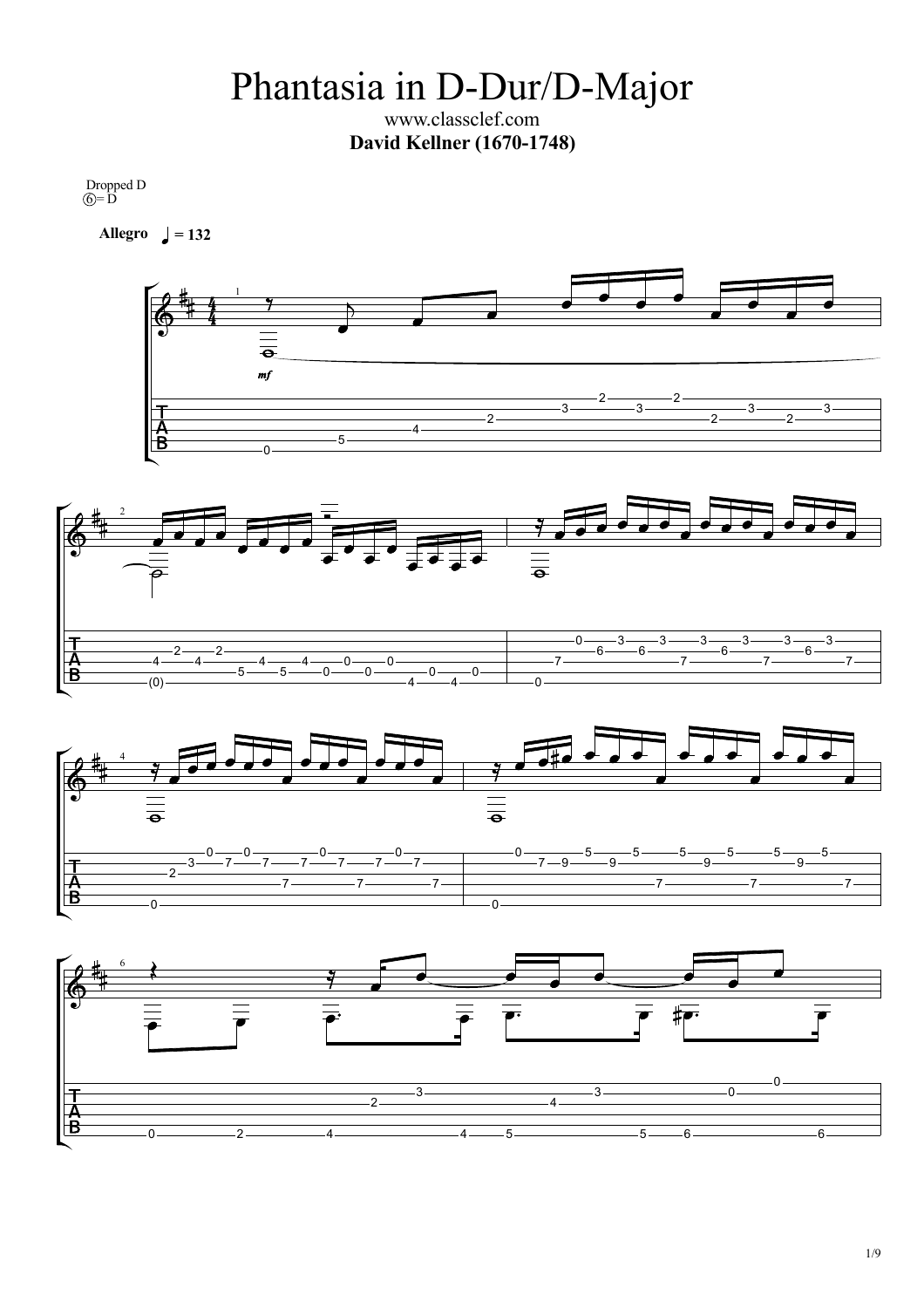# Phantasia in D-Dur/D-Major

www.classclef.com

**David Kellner (1670-1748)**

Dropped D
⑥= D

**Allegro** ♩ = 132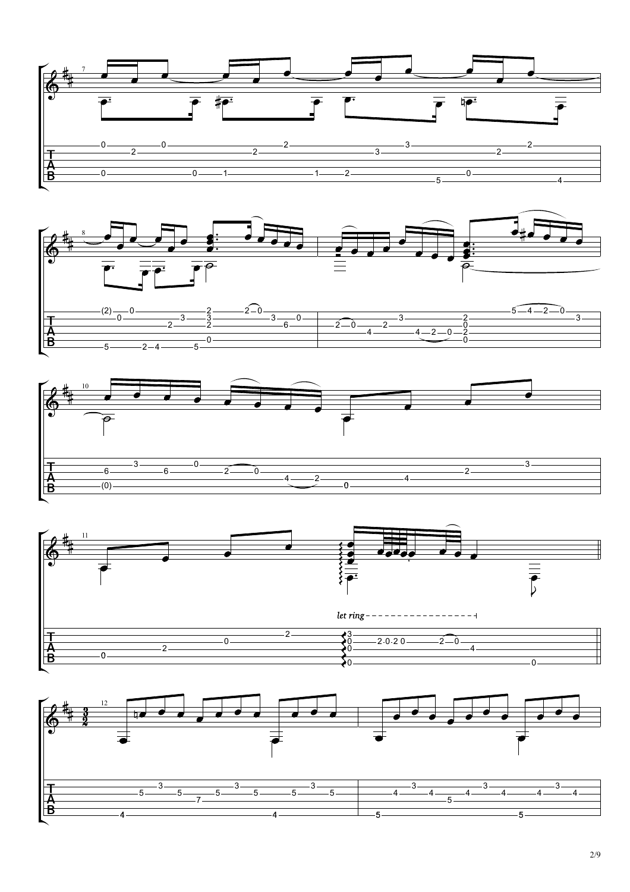*let ring*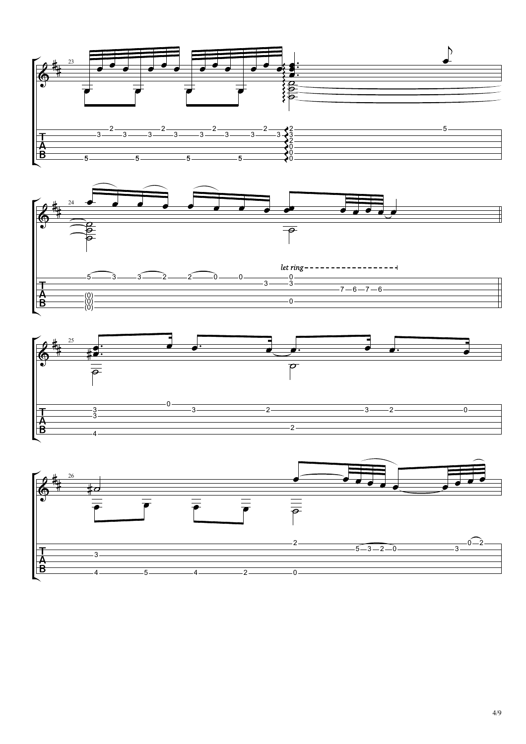*let ring*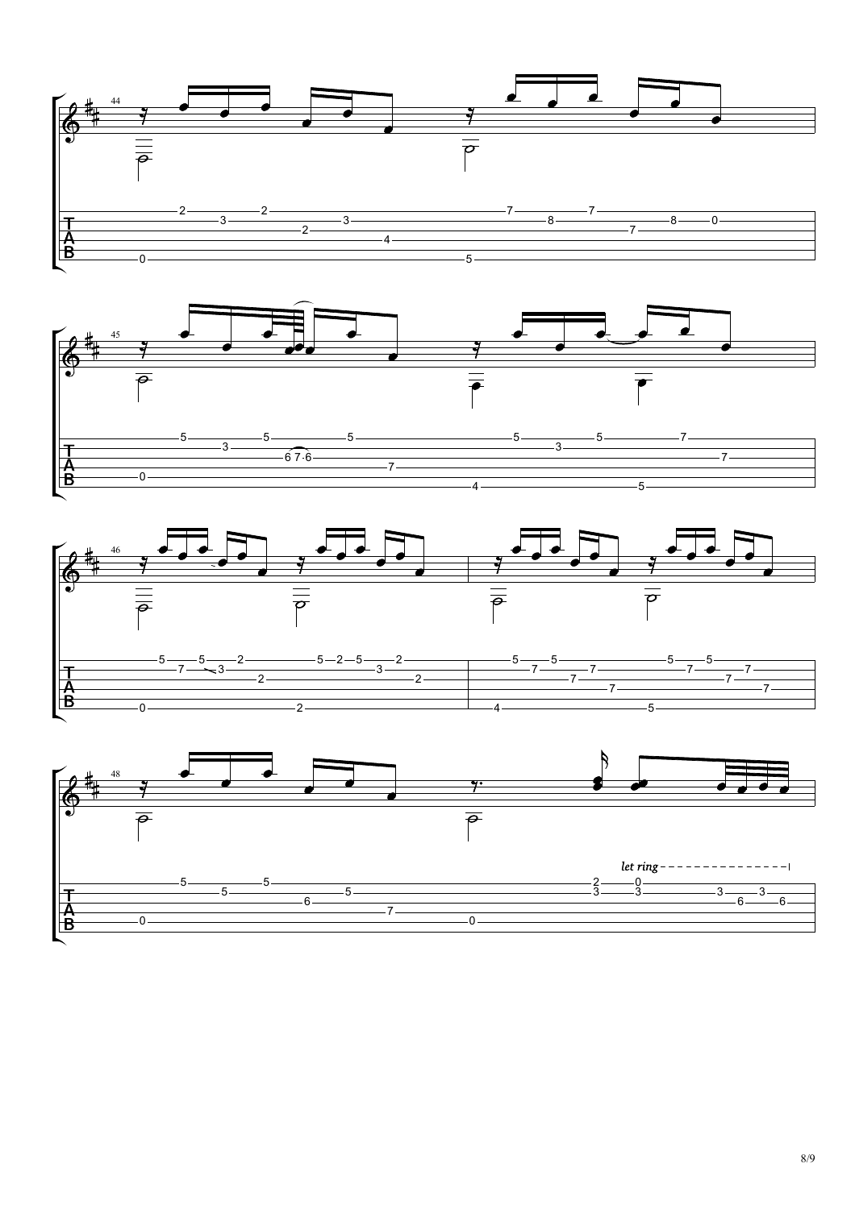*let ring*